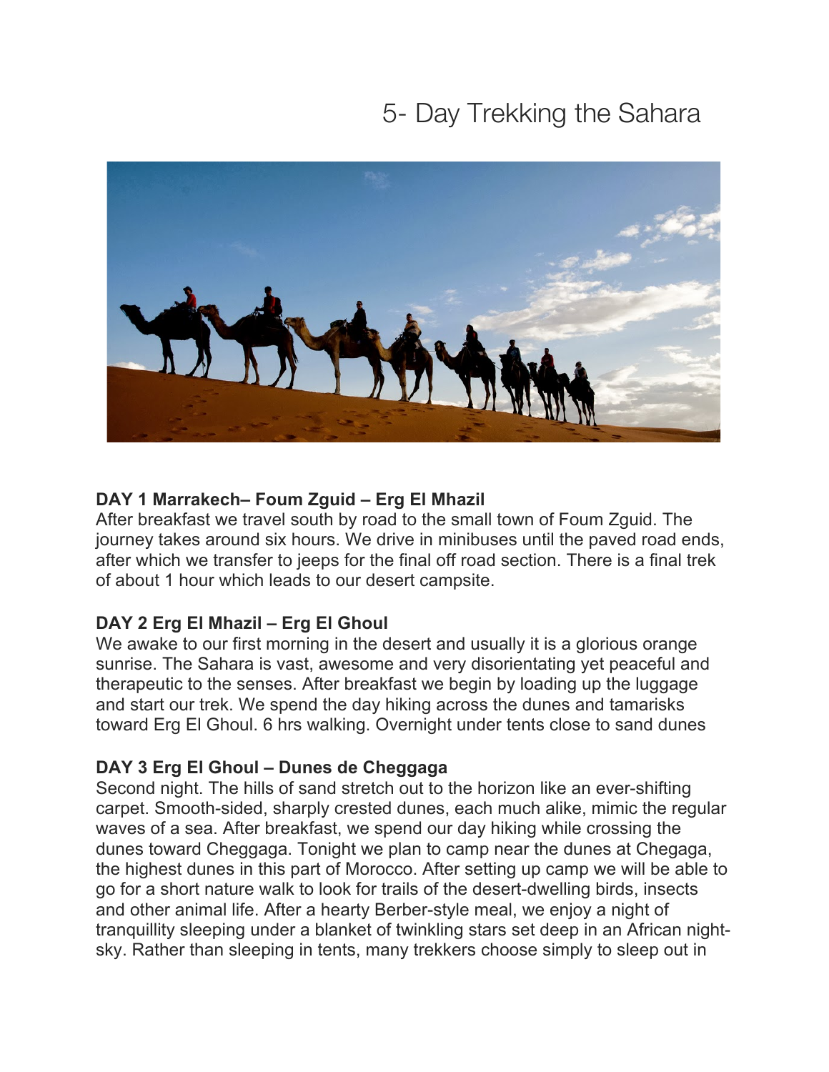# 5- Day Trekking the Sahara

**DAY 1 Marrakech– Foum Zguid – Erg El Mhazil**
After breakfast we travel south by road to the small town of Foum Zguid. The journey takes around six hours. We drive in minibuses until the paved road ends, after which we transfer to jeeps for the final off road section. There is a final trek of about 1 hour which leads to our desert campsite.

**DAY 2 Erg El Mhazil – Erg El Ghoul**
We awake to our first morning in the desert and usually it is a glorious orange sunrise. The Sahara is vast, awesome and very disorientating yet peaceful and therapeutic to the senses. After breakfast we begin by loading up the luggage and start our trek. We spend the day hiking across the dunes and tamarisks toward Erg El Ghoul. 6 hrs walking. Overnight under tents close to sand dunes

**DAY 3 Erg El Ghoul – Dunes de Cheggaga**
Second night. The hills of sand stretch out to the horizon like an ever-shifting carpet. Smooth-sided, sharply crested dunes, each much alike, mimic the regular waves of a sea. After breakfast, we spend our day hiking while crossing the dunes toward Cheggaga. Tonight we plan to camp near the dunes at Chegaga, the highest dunes in this part of Morocco. After setting up camp we will be able to go for a short nature walk to look for trails of the desert-dwelling birds, insects and other animal life. After a hearty Berber-style meal, we enjoy a night of tranquillity sleeping under a blanket of twinkling stars set deep in an African night-sky. Rather than sleeping in tents, many trekkers choose simply to sleep out in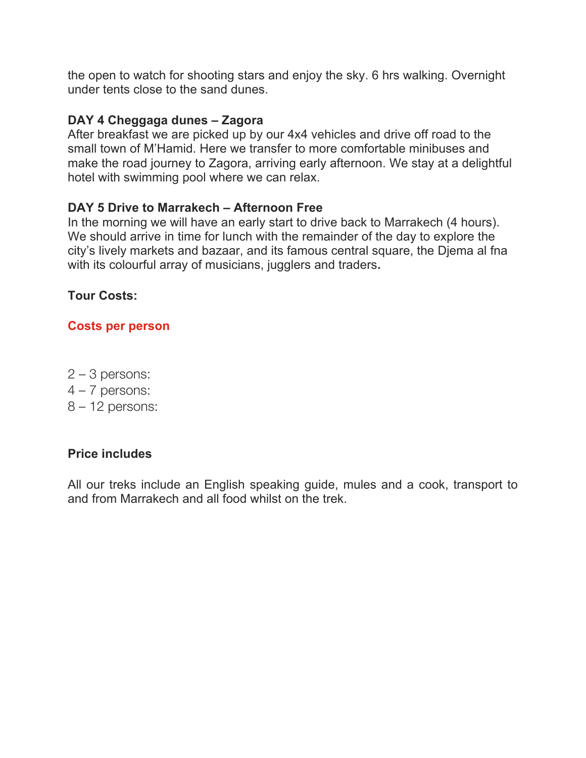the open to watch for shooting stars and enjoy the sky. 6 hrs walking. Overnight under tents close to the sand dunes.

**DAY 4 Cheggaga dunes – Zagora**

After breakfast we are picked up by our 4x4 vehicles and drive off road to the small town of M'Hamid. Here we transfer to more comfortable minibuses and make the road journey to Zagora, arriving early afternoon. We stay at a delightful hotel with swimming pool where we can relax.

**DAY 5 Drive to Marrakech – Afternoon Free**

In the morning we will have an early start to drive back to Marrakech (4 hours). We should arrive in time for lunch with the remainder of the day to explore the city's lively markets and bazaar, and its famous central square, the Djema al fna with its colourful array of musicians, jugglers and traders**.**

**Tour Costs:**

**Costs per person**

2 – 3 persons:
4 – 7 persons:
8 – 12 persons:

**Price includes**

All our treks include an English speaking guide, mules and a cook, transport to and from Marrakech and all food whilst on the trek.